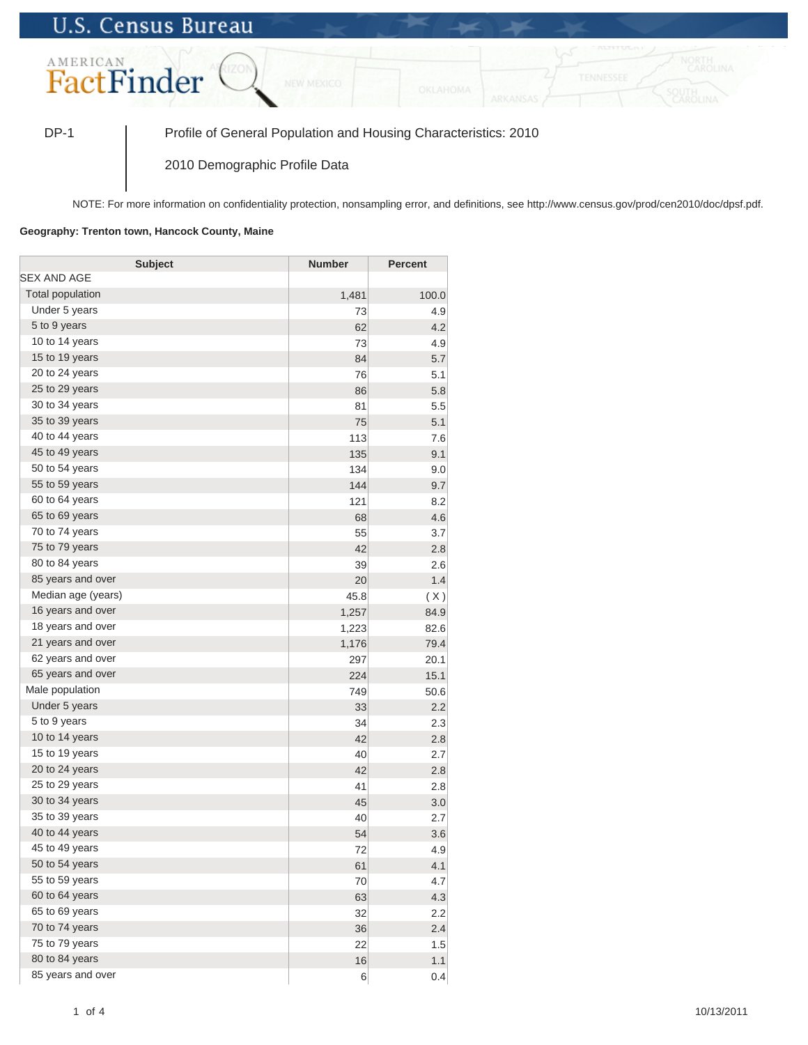U.S. Census Bureau

AMERICAN FactFinder

DP-1 | Profile of General Population and Housing Characteristics: 2010

2010 Demographic Profile Data

NOTE: For more information on confidentiality protection, nonsampling error, and definitions, see http://www.census.gov/prod/cen2010/doc/dpsf.pdf.

**Geography: Trenton town, Hancock County, Maine**

| Subject | Number | Percent |
|---|---|---|
| SEX AND AGE | | |
| Total population | 1,481 | 100.0 |
| Under 5 years | 73 | 4.9 |
| 5 to 9 years | 62 | 4.2 |
| 10 to 14 years | 73 | 4.9 |
| 15 to 19 years | 84 | 5.7 |
| 20 to 24 years | 76 | 5.1 |
| 25 to 29 years | 86 | 5.8 |
| 30 to 34 years | 81 | 5.5 |
| 35 to 39 years | 75 | 5.1 |
| 40 to 44 years | 113 | 7.6 |
| 45 to 49 years | 135 | 9.1 |
| 50 to 54 years | 134 | 9.0 |
| 55 to 59 years | 144 | 9.7 |
| 60 to 64 years | 121 | 8.2 |
| 65 to 69 years | 68 | 4.6 |
| 70 to 74 years | 55 | 3.7 |
| 75 to 79 years | 42 | 2.8 |
| 80 to 84 years | 39 | 2.6 |
| 85 years and over | 20 | 1.4 |
| Median age (years) | 45.8 | ( X ) |
| 16 years and over | 1,257 | 84.9 |
| 18 years and over | 1,223 | 82.6 |
| 21 years and over | 1,176 | 79.4 |
| 62 years and over | 297 | 20.1 |
| 65 years and over | 224 | 15.1 |
| Male population | 749 | 50.6 |
| Under 5 years | 33 | 2.2 |
| 5 to 9 years | 34 | 2.3 |
| 10 to 14 years | 42 | 2.8 |
| 15 to 19 years | 40 | 2.7 |
| 20 to 24 years | 42 | 2.8 |
| 25 to 29 years | 41 | 2.8 |
| 30 to 34 years | 45 | 3.0 |
| 35 to 39 years | 40 | 2.7 |
| 40 to 44 years | 54 | 3.6 |
| 45 to 49 years | 72 | 4.9 |
| 50 to 54 years | 61 | 4.1 |
| 55 to 59 years | 70 | 4.7 |
| 60 to 64 years | 63 | 4.3 |
| 65 to 69 years | 32 | 2.2 |
| 70 to 74 years | 36 | 2.4 |
| 75 to 79 years | 22 | 1.5 |
| 80 to 84 years | 16 | 1.1 |
| 85 years and over | 6 | 0.4 |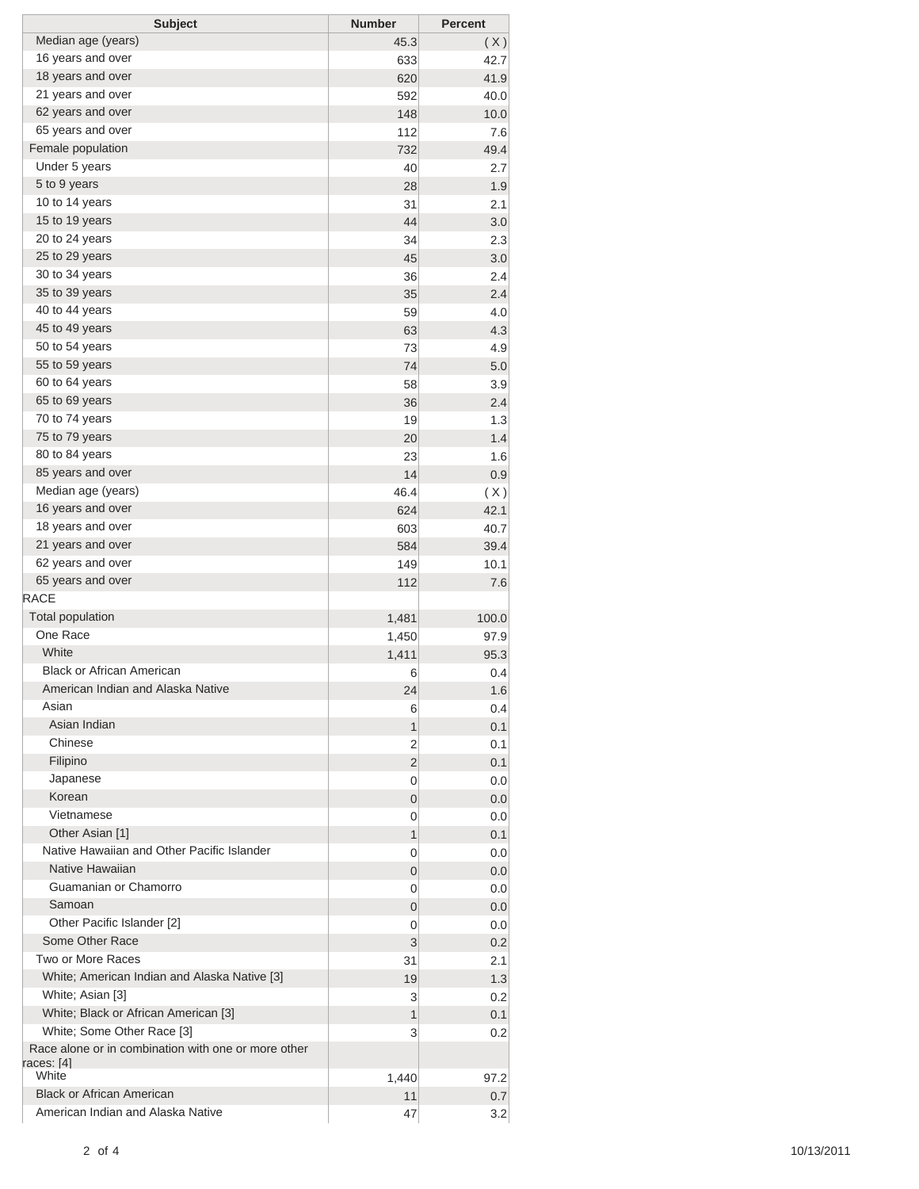| Subject | Number | Percent |
|---|---|---|
| Median age (years) | 45.3 | ( X ) |
| 16 years and over | 633 | 42.7 |
| 18 years and over | 620 | 41.9 |
| 21 years and over | 592 | 40.0 |
| 62 years and over | 148 | 10.0 |
| 65 years and over | 112 | 7.6 |
| Female population | 732 | 49.4 |
| Under 5 years | 40 | 2.7 |
| 5 to 9 years | 28 | 1.9 |
| 10 to 14 years | 31 | 2.1 |
| 15 to 19 years | 44 | 3.0 |
| 20 to 24 years | 34 | 2.3 |
| 25 to 29 years | 45 | 3.0 |
| 30 to 34 years | 36 | 2.4 |
| 35 to 39 years | 35 | 2.4 |
| 40 to 44 years | 59 | 4.0 |
| 45 to 49 years | 63 | 4.3 |
| 50 to 54 years | 73 | 4.9 |
| 55 to 59 years | 74 | 5.0 |
| 60 to 64 years | 58 | 3.9 |
| 65 to 69 years | 36 | 2.4 |
| 70 to 74 years | 19 | 1.3 |
| 75 to 79 years | 20 | 1.4 |
| 80 to 84 years | 23 | 1.6 |
| 85 years and over | 14 | 0.9 |
| Median age (years) | 46.4 | ( X ) |
| 16 years and over | 624 | 42.1 |
| 18 years and over | 603 | 40.7 |
| 21 years and over | 584 | 39.4 |
| 62 years and over | 149 | 10.1 |
| 65 years and over | 112 | 7.6 |
| RACE | | |
| Total population | 1,481 | 100.0 |
| One Race | 1,450 | 97.9 |
| White | 1,411 | 95.3 |
| Black or African American | 6 | 0.4 |
| American Indian and Alaska Native | 24 | 1.6 |
| Asian | 6 | 0.4 |
| Asian Indian | 1 | 0.1 |
| Chinese | 2 | 0.1 |
| Filipino | 2 | 0.1 |
| Japanese | 0 | 0.0 |
| Korean | 0 | 0.0 |
| Vietnamese | 0 | 0.0 |
| Other Asian [1] | 1 | 0.1 |
| Native Hawaiian and Other Pacific Islander | 0 | 0.0 |
| Native Hawaiian | 0 | 0.0 |
| Guamanian or Chamorro | 0 | 0.0 |
| Samoan | 0 | 0.0 |
| Other Pacific Islander [2] | 0 | 0.0 |
| Some Other Race | 3 | 0.2 |
| Two or More Races | 31 | 2.1 |
| White; American Indian and Alaska Native [3] | 19 | 1.3 |
| White; Asian [3] | 3 | 0.2 |
| White; Black or African American [3] | 1 | 0.1 |
| White; Some Other Race [3] | 3 | 0.2 |
| Race alone or in combination with one or more other races: [4] | | |
| White | 1,440 | 97.2 |
| Black or African American | 11 | 0.7 |
| American Indian and Alaska Native | 47 | 3.2 |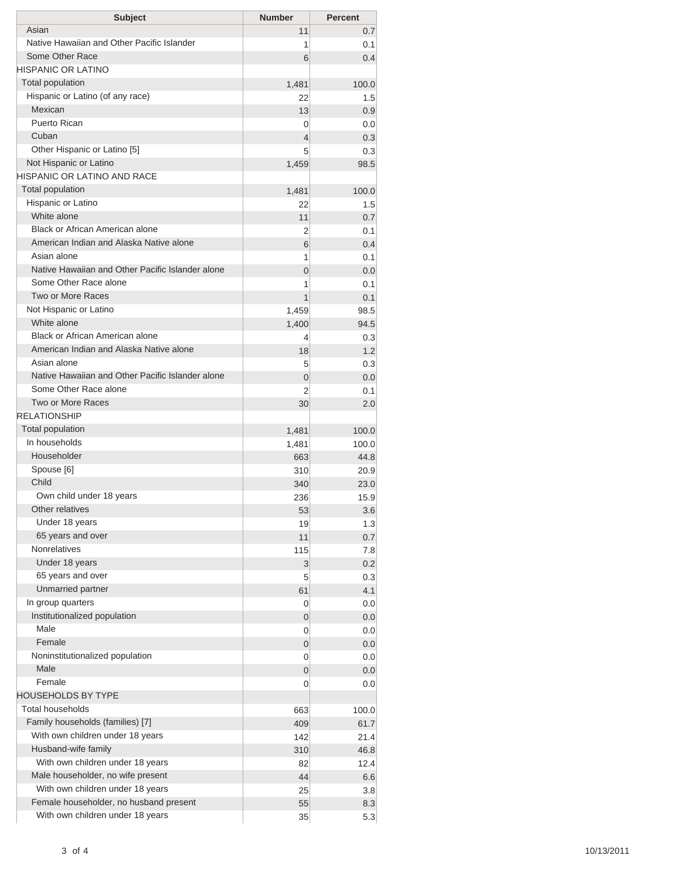| Subject | Number | Percent |
|---|---|---|
| Asian | 11 | 0.7 |
| Native Hawaiian and Other Pacific Islander | 1 | 0.1 |
| Some Other Race | 6 | 0.4 |
| HISPANIC OR LATINO | | |
| Total population | 1,481 | 100.0 |
| Hispanic or Latino (of any race) | 22 | 1.5 |
| Mexican | 13 | 0.9 |
| Puerto Rican | 0 | 0.0 |
| Cuban | 4 | 0.3 |
| Other Hispanic or Latino [5] | 5 | 0.3 |
| Not Hispanic or Latino | 1,459 | 98.5 |
| HISPANIC OR LATINO AND RACE | | |
| Total population | 1,481 | 100.0 |
| Hispanic or Latino | 22 | 1.5 |
| White alone | 11 | 0.7 |
| Black or African American alone | 2 | 0.1 |
| American Indian and Alaska Native alone | 6 | 0.4 |
| Asian alone | 1 | 0.1 |
| Native Hawaiian and Other Pacific Islander alone | 0 | 0.0 |
| Some Other Race alone | 1 | 0.1 |
| Two or More Races | 1 | 0.1 |
| Not Hispanic or Latino | 1,459 | 98.5 |
| White alone | 1,400 | 94.5 |
| Black or African American alone | 4 | 0.3 |
| American Indian and Alaska Native alone | 18 | 1.2 |
| Asian alone | 5 | 0.3 |
| Native Hawaiian and Other Pacific Islander alone | 0 | 0.0 |
| Some Other Race alone | 2 | 0.1 |
| Two or More Races | 30 | 2.0 |
| RELATIONSHIP | | |
| Total population | 1,481 | 100.0 |
| In households | 1,481 | 100.0 |
| Householder | 663 | 44.8 |
| Spouse [6] | 310 | 20.9 |
| Child | 340 | 23.0 |
| Own child under 18 years | 236 | 15.9 |
| Other relatives | 53 | 3.6 |
| Under 18 years | 19 | 1.3 |
| 65 years and over | 11 | 0.7 |
| Nonrelatives | 115 | 7.8 |
| Under 18 years | 3 | 0.2 |
| 65 years and over | 5 | 0.3 |
| Unmarried partner | 61 | 4.1 |
| In group quarters | 0 | 0.0 |
| Institutionalized population | 0 | 0.0 |
| Male | 0 | 0.0 |
| Female | 0 | 0.0 |
| Noninstitutionalized population | 0 | 0.0 |
| Male | 0 | 0.0 |
| Female | 0 | 0.0 |
| HOUSEHOLDS BY TYPE | | |
| Total households | 663 | 100.0 |
| Family households (families) [7] | 409 | 61.7 |
| With own children under 18 years | 142 | 21.4 |
| Husband-wife family | 310 | 46.8 |
| With own children under 18 years | 82 | 12.4 |
| Male householder, no wife present | 44 | 6.6 |
| With own children under 18 years | 25 | 3.8 |
| Female householder, no husband present | 55 | 8.3 |
| With own children under 18 years | 35 | 5.3 |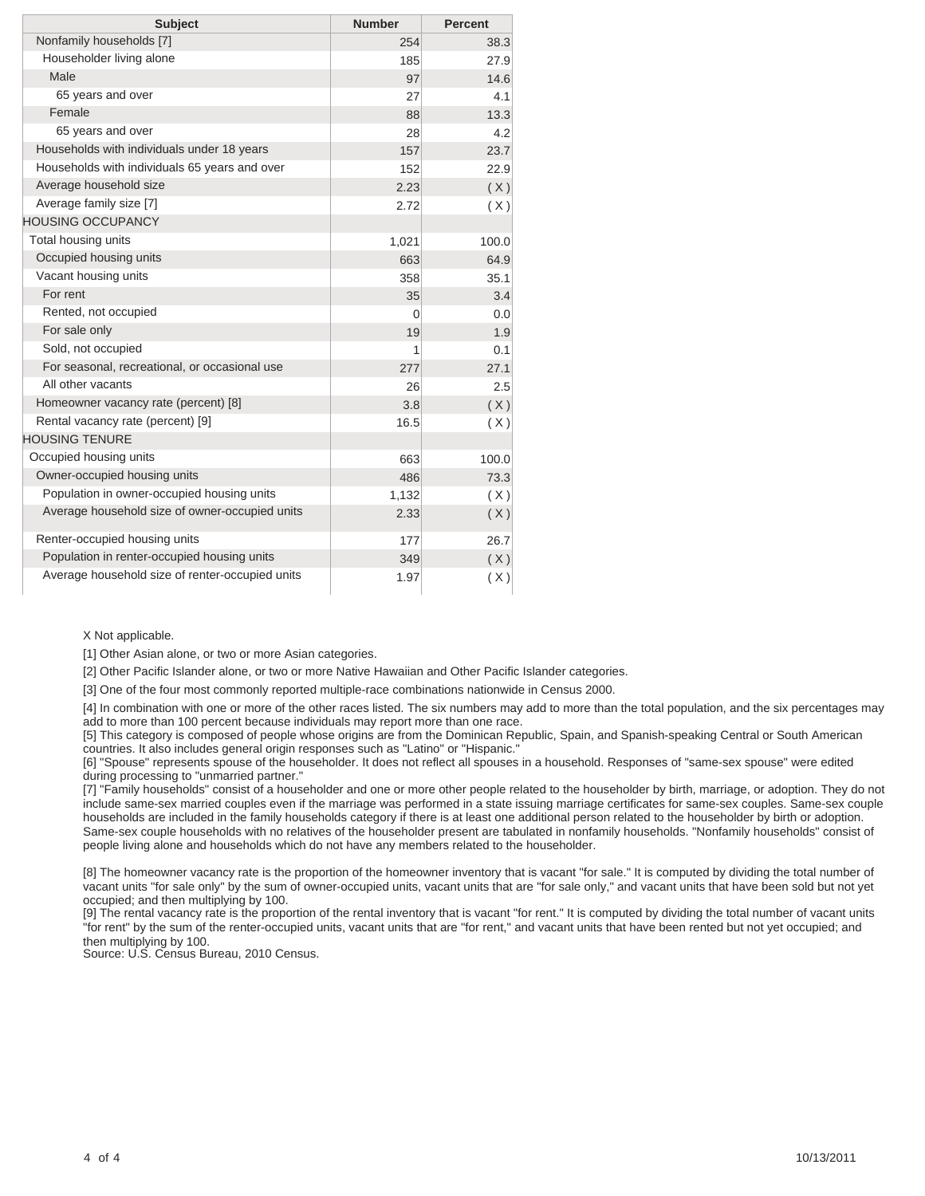| Subject | Number | Percent |
|---|---|---|
| Nonfamily households [7] | 254 | 38.3 |
| Householder living alone | 185 | 27.9 |
| Male | 97 | 14.6 |
| 65 years and over | 27 | 4.1 |
| Female | 88 | 13.3 |
| 65 years and over | 28 | 4.2 |
| Households with individuals under 18 years | 157 | 23.7 |
| Households with individuals 65 years and over | 152 | 22.9 |
| Average household size | 2.23 | ( X ) |
| Average family size [7] | 2.72 | ( X ) |
| HOUSING OCCUPANCY | | |
| Total housing units | 1,021 | 100.0 |
| Occupied housing units | 663 | 64.9 |
| Vacant housing units | 358 | 35.1 |
| For rent | 35 | 3.4 |
| Rented, not occupied | 0 | 0.0 |
| For sale only | 19 | 1.9 |
| Sold, not occupied | 1 | 0.1 |
| For seasonal, recreational, or occasional use | 277 | 27.1 |
| All other vacants | 26 | 2.5 |
| Homeowner vacancy rate (percent) [8] | 3.8 | ( X ) |
| Rental vacancy rate (percent) [9] | 16.5 | ( X ) |
| HOUSING TENURE | | |
| Occupied housing units | 663 | 100.0 |
| Owner-occupied housing units | 486 | 73.3 |
| Population in owner-occupied housing units | 1,132 | ( X ) |
| Average household size of owner-occupied units | 2.33 | ( X ) |
| Renter-occupied housing units | 177 | 26.7 |
| Population in renter-occupied housing units | 349 | ( X ) |
| Average household size of renter-occupied units | 1.97 | ( X ) |

X Not applicable.

[1] Other Asian alone, or two or more Asian categories.

[2] Other Pacific Islander alone, or two or more Native Hawaiian and Other Pacific Islander categories.

[3] One of the four most commonly reported multiple-race combinations nationwide in Census 2000.

[4] In combination with one or more of the other races listed. The six numbers may add to more than the total population, and the six percentages may add to more than 100 percent because individuals may report more than one race.

[5] This category is composed of people whose origins are from the Dominican Republic, Spain, and Spanish-speaking Central or South American countries. It also includes general origin responses such as "Latino" or "Hispanic."

[6] "Spouse" represents spouse of the householder. It does not reflect all spouses in a household. Responses of "same-sex spouse" were edited during processing to "unmarried partner."

[7] "Family households" consist of a householder and one or more other people related to the householder by birth, marriage, or adoption. They do not include same-sex married couples even if the marriage was performed in a state issuing marriage certificates for same-sex couples. Same-sex couple households are included in the family households category if there is at least one additional person related to the householder by birth or adoption. Same-sex couple households with no relatives of the householder present are tabulated in nonfamily households. "Nonfamily households" consist of people living alone and households which do not have any members related to the householder.

[8] The homeowner vacancy rate is the proportion of the homeowner inventory that is vacant "for sale." It is computed by dividing the total number of vacant units "for sale only" by the sum of owner-occupied units, vacant units that are "for sale only," and vacant units that have been sold but not yet occupied; and then multiplying by 100.

[9] The rental vacancy rate is the proportion of the rental inventory that is vacant "for rent." It is computed by dividing the total number of vacant units "for rent" by the sum of the renter-occupied units, vacant units that are "for rent," and vacant units that have been rented but not yet occupied; and then multiplying by 100.

Source: U.S. Census Bureau, 2010 Census.